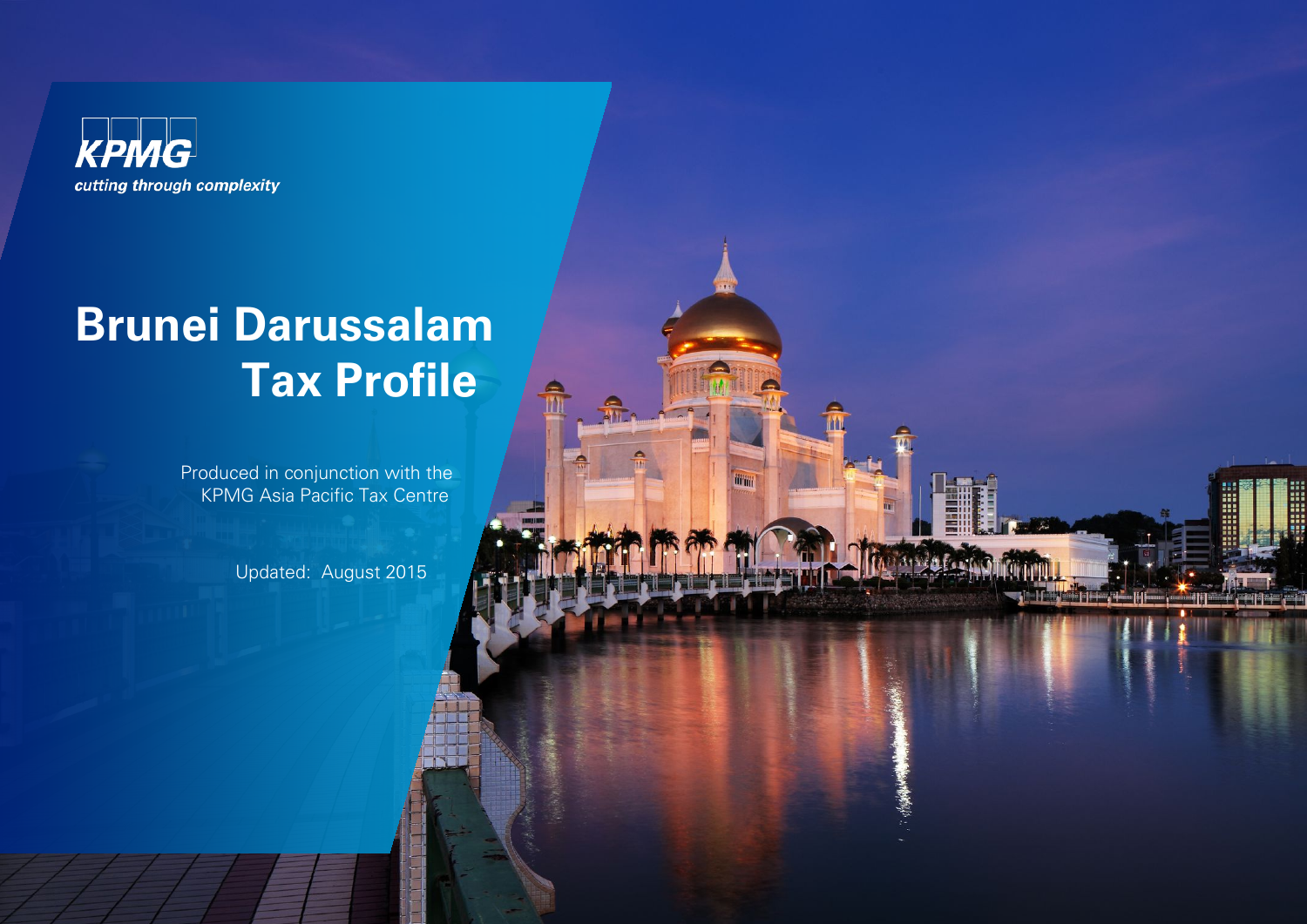KPMG

cutting through complexity

# Brunei Darussalam Tax Profile

Produced in conjunction with the KPMG Asia Pacific Tax Centre

Updated: August 2015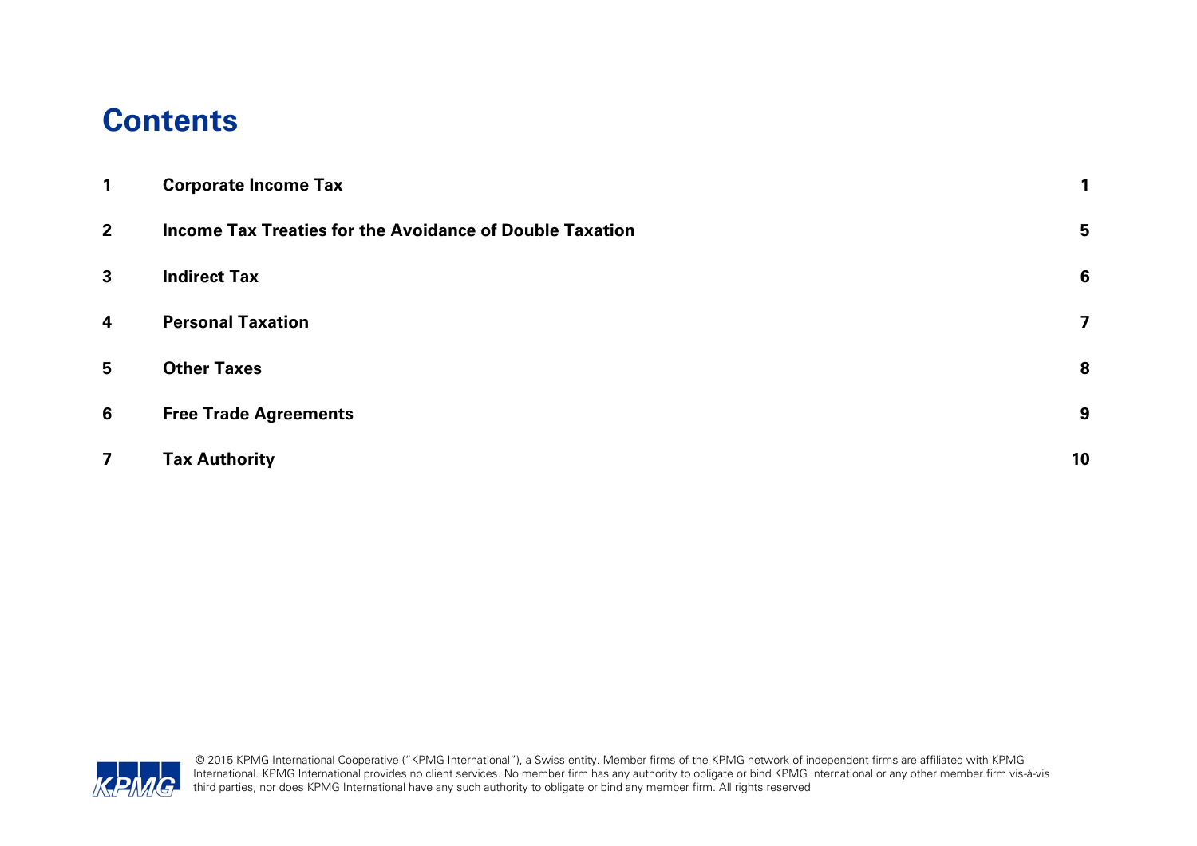# Contents

| | | |
|---|---|---|
| **1** | **Corporate Income Tax** | **1** |
| **2** | **Income Tax Treaties for the Avoidance of Double Taxation** | **5** |
| **3** | **Indirect Tax** | **6** |
| **4** | **Personal Taxation** | **7** |
| **5** | **Other Taxes** | **8** |
| **6** | **Free Trade Agreements** | **9** |
| **7** | **Tax Authority** | **10** |

© 2015 KPMG International Cooperative ("KPMG International"), a Swiss entity. Member firms of the KPMG network of independent firms are affiliated with KPMG International. KPMG International provides no client services. No member firm has any authority to obligate or bind KPMG International or any other member firm vis-à-vis third parties, nor does KPMG International have any such authority to obligate or bind any member firm. All rights reserved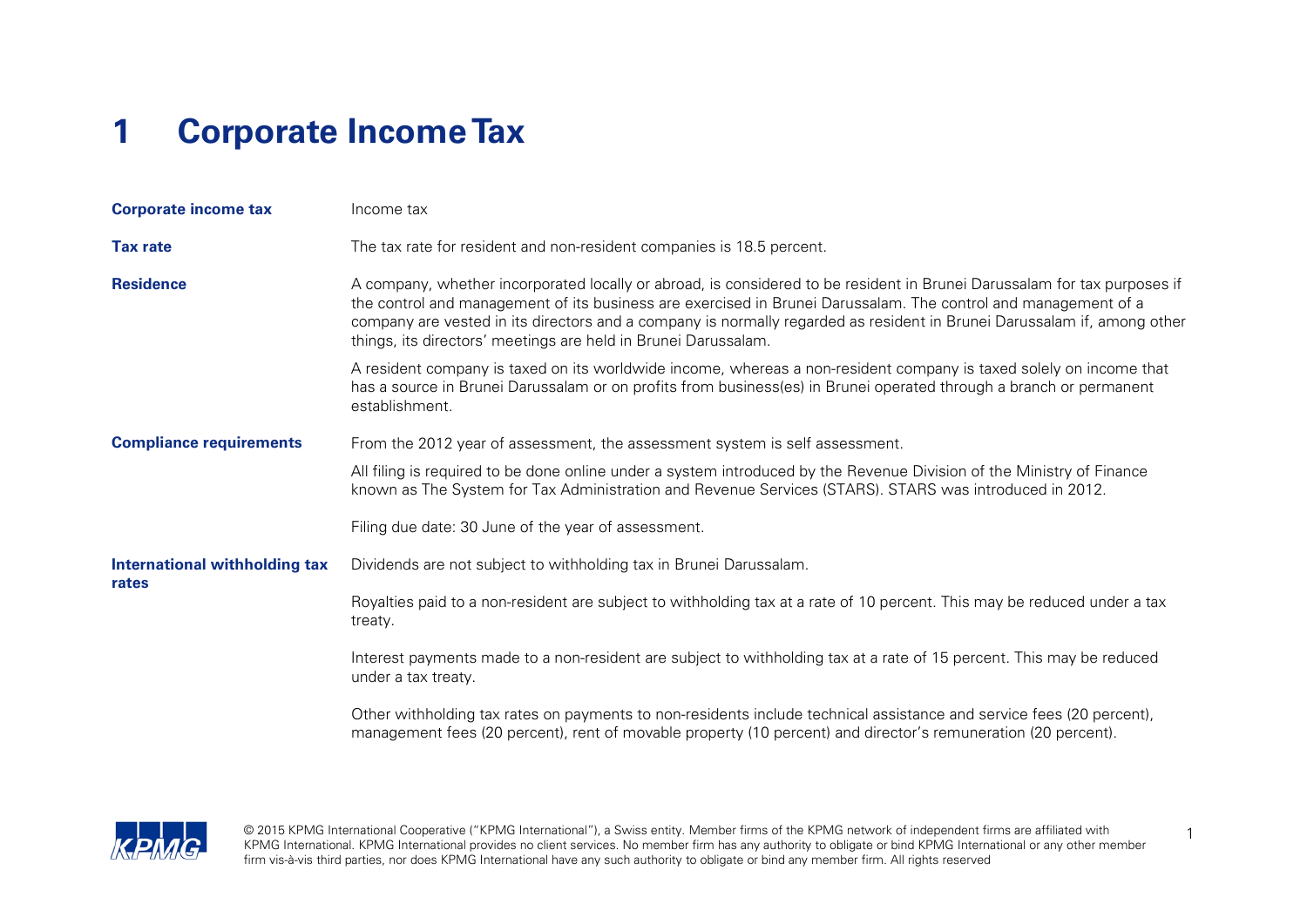# 1 Corporate Income Tax

| | |
|---|---|
| **Corporate income tax** | Income tax |
| **Tax rate** | The tax rate for resident and non-resident companies is 18.5 percent. |
| **Residence** | A company, whether incorporated locally or abroad, is considered to be resident in Brunei Darussalam for tax purposes if the control and management of its business are exercised in Brunei Darussalam. The control and management of a company are vested in its directors and a company is normally regarded as resident in Brunei Darussalam if, among other things, its directors' meetings are held in Brunei Darussalam.<br><br>A resident company is taxed on its worldwide income, whereas a non-resident company is taxed solely on income that has a source in Brunei Darussalam or on profits from business(es) in Brunei operated through a branch or permanent establishment. |
| **Compliance requirements** | From the 2012 year of assessment, the assessment system is self assessment.<br><br>All filing is required to be done online under a system introduced by the Revenue Division of the Ministry of Finance known as The System for Tax Administration and Revenue Services (STARS). STARS was introduced in 2012.<br><br>Filing due date: 30 June of the year of assessment. |
| **International withholding tax rates** | Dividends are not subject to withholding tax in Brunei Darussalam.<br><br>Royalties paid to a non-resident are subject to withholding tax at a rate of 10 percent. This may be reduced under a tax treaty.<br><br>Interest payments made to a non-resident are subject to withholding tax at a rate of 15 percent. This may be reduced under a tax treaty.<br><br>Other withholding tax rates on payments to non-residents include technical assistance and service fees (20 percent), management fees (20 percent), rent of movable property (10 percent) and director's remuneration (20 percent). |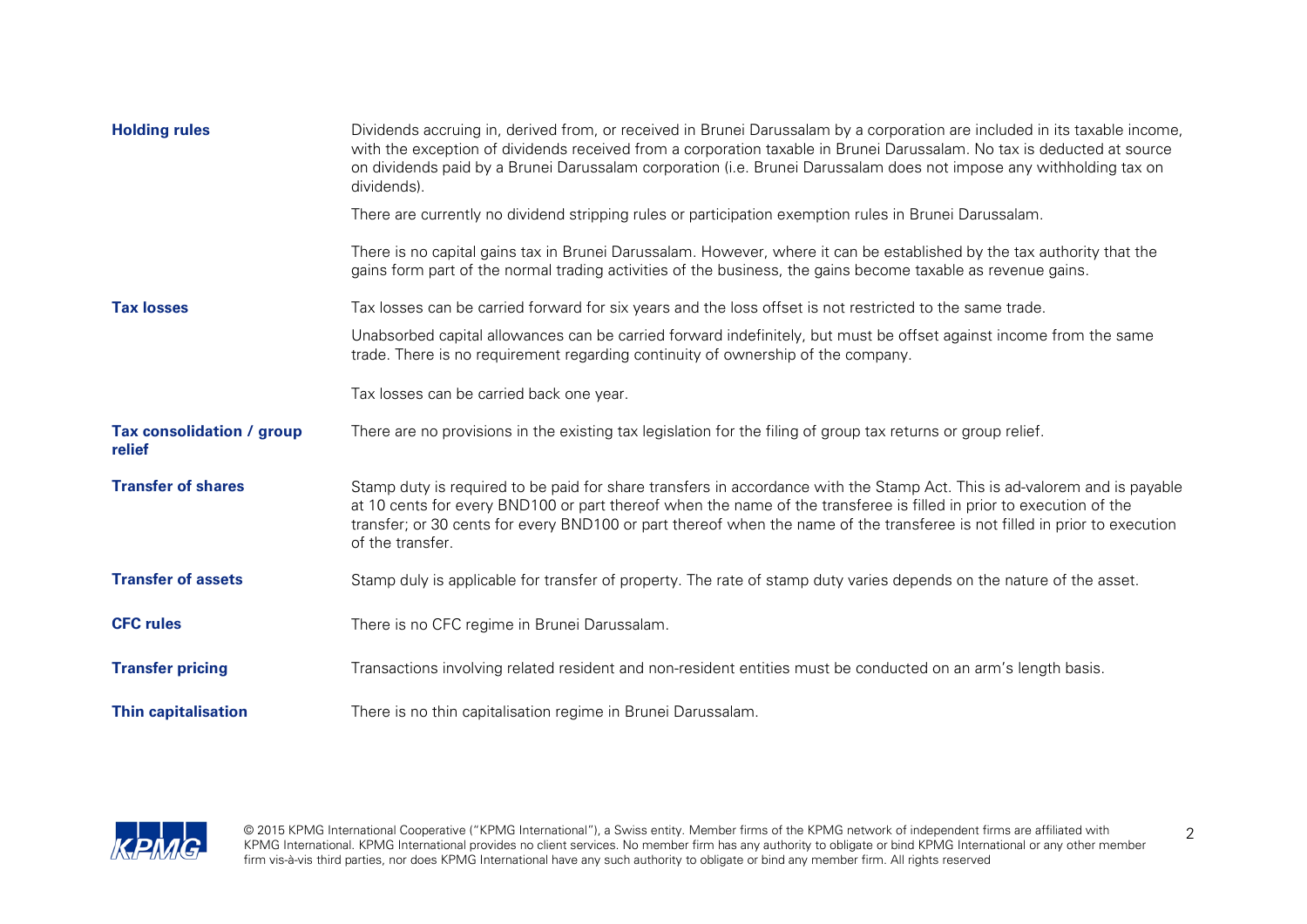| | |
|---|---|
| **Holding rules** | Dividends accruing in, derived from, or received in Brunei Darussalam by a corporation are included in its taxable income, with the exception of dividends received from a corporation taxable in Brunei Darussalam. No tax is deducted at source on dividends paid by a Brunei Darussalam corporation (i.e. Brunei Darussalam does not impose any withholding tax on dividends).<br><br>There are currently no dividend stripping rules or participation exemption rules in Brunei Darussalam.<br><br>There is no capital gains tax in Brunei Darussalam. However, where it can be established by the tax authority that the gains form part of the normal trading activities of the business, the gains become taxable as revenue gains. |
| **Tax losses** | Tax losses can be carried forward for six years and the loss offset is not restricted to the same trade.<br><br>Unabsorbed capital allowances can be carried forward indefinitely, but must be offset against income from the same trade. There is no requirement regarding continuity of ownership of the company.<br><br>Tax losses can be carried back one year. |
| **Tax consolidation / group relief** | There are no provisions in the existing tax legislation for the filing of group tax returns or group relief. |
| **Transfer of shares** | Stamp duty is required to be paid for share transfers in accordance with the Stamp Act. This is ad-valorem and is payable at 10 cents for every BND100 or part thereof when the name of the transferee is filled in prior to execution of the transfer; or 30 cents for every BND100 or part thereof when the name of the transferee is not filled in prior to execution of the transfer. |
| **Transfer of assets** | Stamp duly is applicable for transfer of property. The rate of stamp duty varies depends on the nature of the asset. |
| **CFC rules** | There is no CFC regime in Brunei Darussalam. |
| **Transfer pricing** | Transactions involving related resident and non-resident entities must be conducted on an arm's length basis. |
| **Thin capitalisation** | There is no thin capitalisation regime in Brunei Darussalam. |

© 2015 KPMG International Cooperative ("KPMG International"), a Swiss entity. Member firms of the KPMG network of independent firms are affiliated with KPMG International. KPMG International provides no client services. No member firm has any authority to obligate or bind KPMG International or any other member firm vis-à-vis third parties, nor does KPMG International have any such authority to obligate or bind any member firm. All rights reserved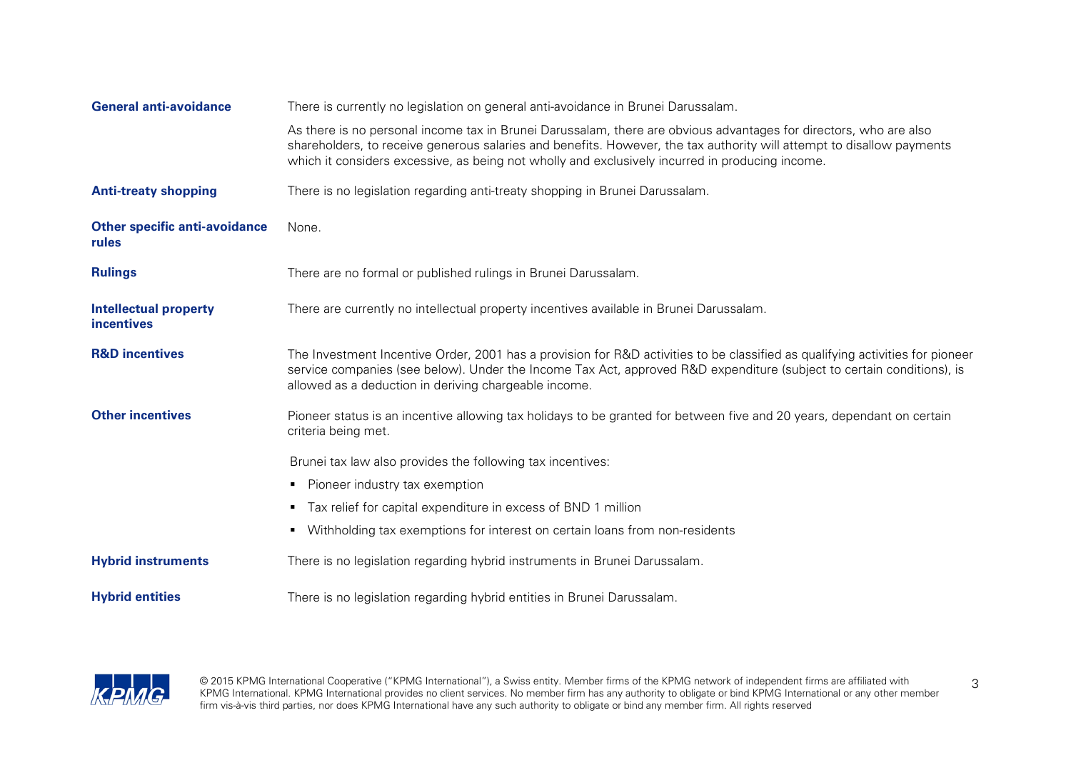| | |
|---|---|
| **General anti-avoidance** | There is currently no legislation on general anti-avoidance in Brunei Darussalam.<br><br>As there is no personal income tax in Brunei Darussalam, there are obvious advantages for directors, who are also shareholders, to receive generous salaries and benefits. However, the tax authority will attempt to disallow payments which it considers excessive, as being not wholly and exclusively incurred in producing income. |
| **Anti-treaty shopping** | There is no legislation regarding anti-treaty shopping in Brunei Darussalam. |
| **Other specific anti-avoidance rules** | None. |
| **Rulings** | There are no formal or published rulings in Brunei Darussalam. |
| **Intellectual property incentives** | There are currently no intellectual property incentives available in Brunei Darussalam. |
| **R&D incentives** | The Investment Incentive Order, 2001 has a provision for R&D activities to be classified as qualifying activities for pioneer service companies (see below). Under the Income Tax Act, approved R&D expenditure (subject to certain conditions), is allowed as a deduction in deriving chargeable income. |
| **Other incentives** | Pioneer status is an incentive allowing tax holidays to be granted for between five and 20 years, dependant on certain criteria being met.<br><br>Brunei tax law also provides the following tax incentives:<br>▪ Pioneer industry tax exemption<br>▪ Tax relief for capital expenditure in excess of BND 1 million<br>▪ Withholding tax exemptions for interest on certain loans from non-residents |
| **Hybrid instruments** | There is no legislation regarding hybrid instruments in Brunei Darussalam. |
| **Hybrid entities** | There is no legislation regarding hybrid entities in Brunei Darussalam. |

© 2015 KPMG International Cooperative ("KPMG International"), a Swiss entity. Member firms of the KPMG network of independent firms are affiliated with KPMG International. KPMG International provides no client services. No member firm has any authority to obligate or bind KPMG International or any other member firm vis-à-vis third parties, nor does KPMG International have any such authority to obligate or bind any member firm. All rights reserved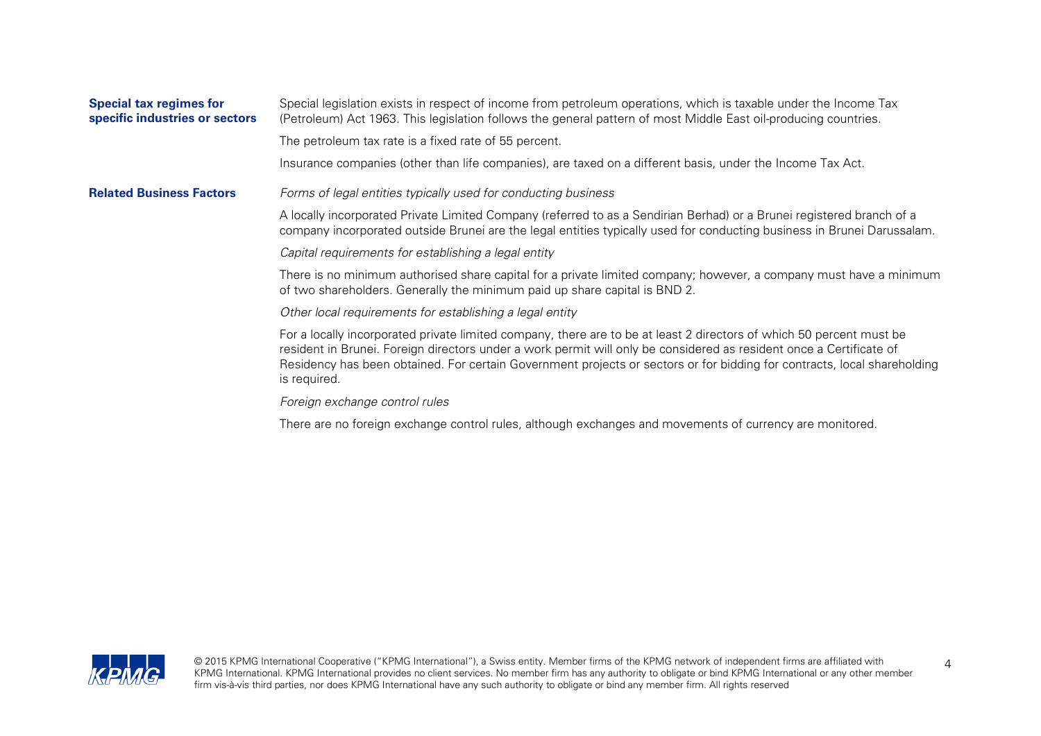**Special tax regimes for specific industries or sectors**

Special legislation exists in respect of income from petroleum operations, which is taxable under the Income Tax (Petroleum) Act 1963. This legislation follows the general pattern of most Middle East oil-producing countries.

The petroleum tax rate is a fixed rate of 55 percent.

Insurance companies (other than life companies), are taxed on a different basis, under the Income Tax Act.

**Related Business Factors**

*Forms of legal entities typically used for conducting business*

A locally incorporated Private Limited Company (referred to as a Sendirian Berhad) or a Brunei registered branch of a company incorporated outside Brunei are the legal entities typically used for conducting business in Brunei Darussalam.

*Capital requirements for establishing a legal entity*

There is no minimum authorised share capital for a private limited company; however, a company must have a minimum of two shareholders. Generally the minimum paid up share capital is BND 2.

*Other local requirements for establishing a legal entity*

For a locally incorporated private limited company, there are to be at least 2 directors of which 50 percent must be resident in Brunei. Foreign directors under a work permit will only be considered as resident once a Certificate of Residency has been obtained. For certain Government projects or sectors or for bidding for contracts, local shareholding is required.

*Foreign exchange control rules*

There are no foreign exchange control rules, although exchanges and movements of currency are monitored.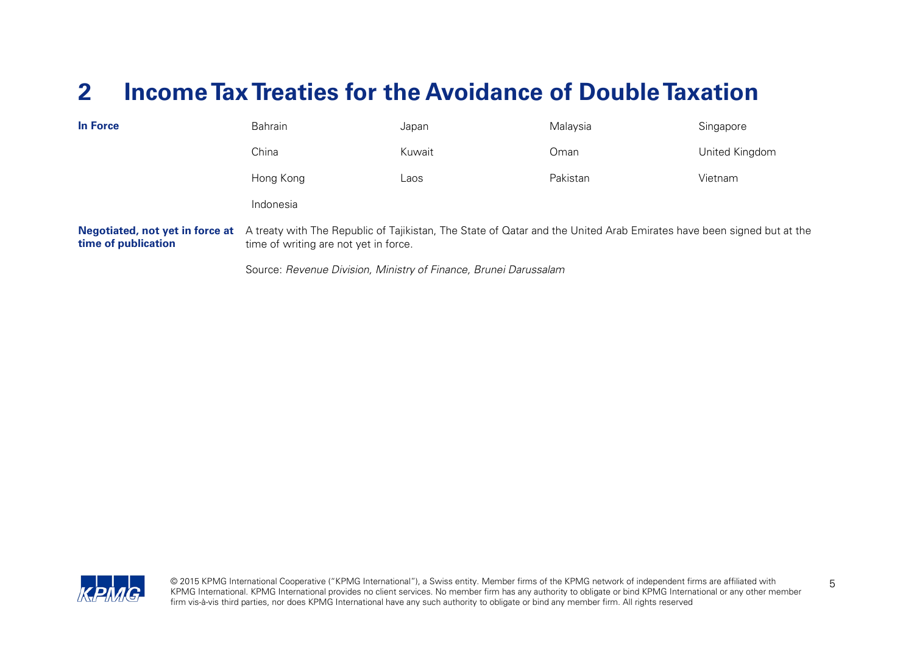# 2 Income Tax Treaties for the Avoidance of Double Taxation

| | | | | |
|---|---|---|---|---|
| **In Force** | Bahrain | Japan | Malaysia | Singapore |
| | China | Kuwait | Oman | United Kingdom |
| | Hong Kong | Laos | Pakistan | Vietnam |
| | Indonesia | | | |

**Negotiated, not yet in force at time of publication**

A treaty with The Republic of Tajikistan, The State of Qatar and the United Arab Emirates have been signed but at the time of writing are not yet in force.

Source: *Revenue Division, Ministry of Finance, Brunei Darussalam*

© 2015 KPMG International Cooperative ("KPMG International"), a Swiss entity. Member firms of the KPMG network of independent firms are affiliated with KPMG International. KPMG International provides no client services. No member firm has any authority to obligate or bind KPMG International or any other member firm vis-à-vis third parties, nor does KPMG International have any such authority to obligate or bind any member firm. All rights reserved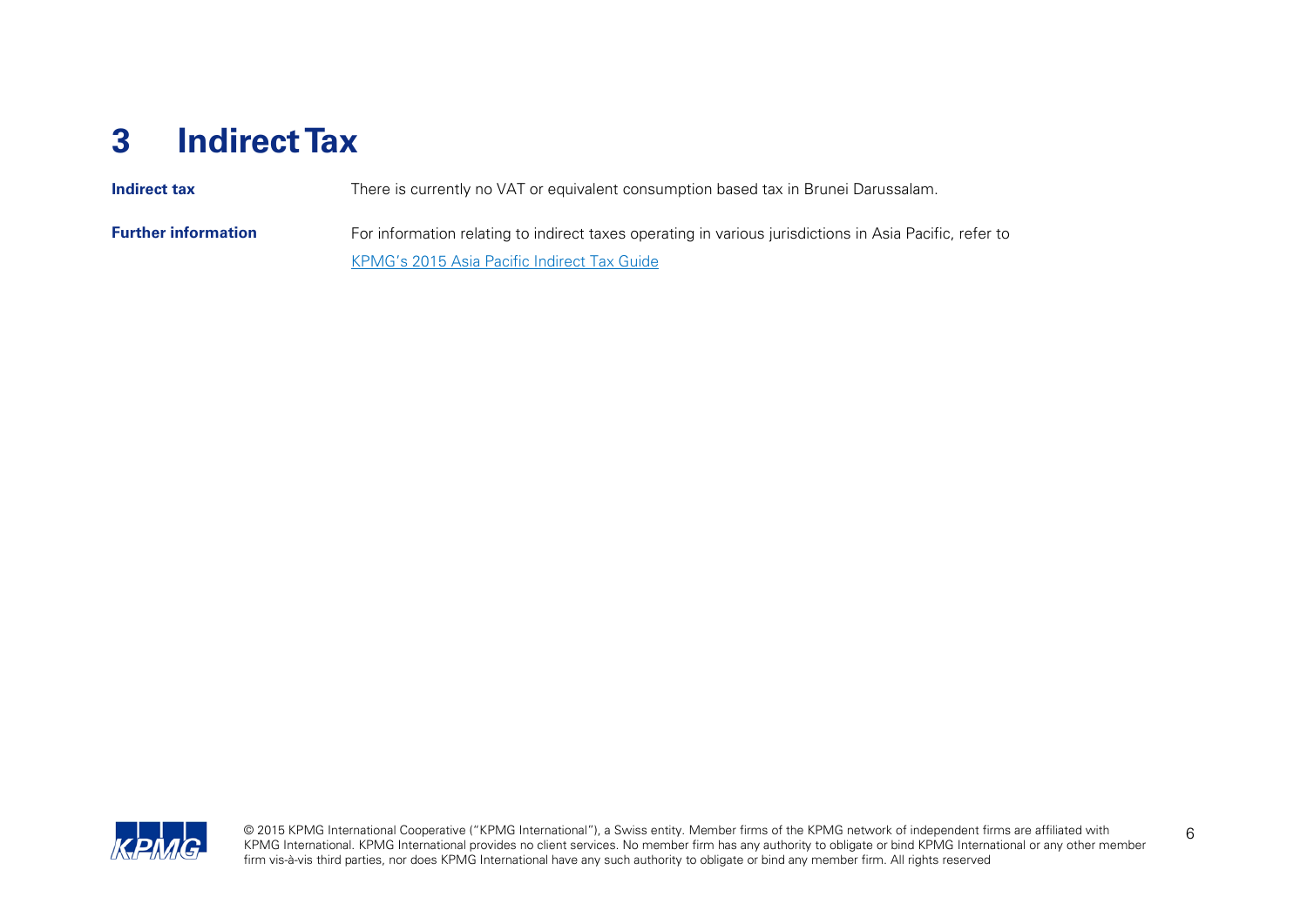# 3 Indirect Tax

| | |
|---|---|
| **Indirect tax** | There is currently no VAT or equivalent consumption based tax in Brunei Darussalam. |
| **Further information** | For information relating to indirect taxes operating in various jurisdictions in Asia Pacific, refer to [KPMG's 2015 Asia Pacific Indirect Tax Guide] |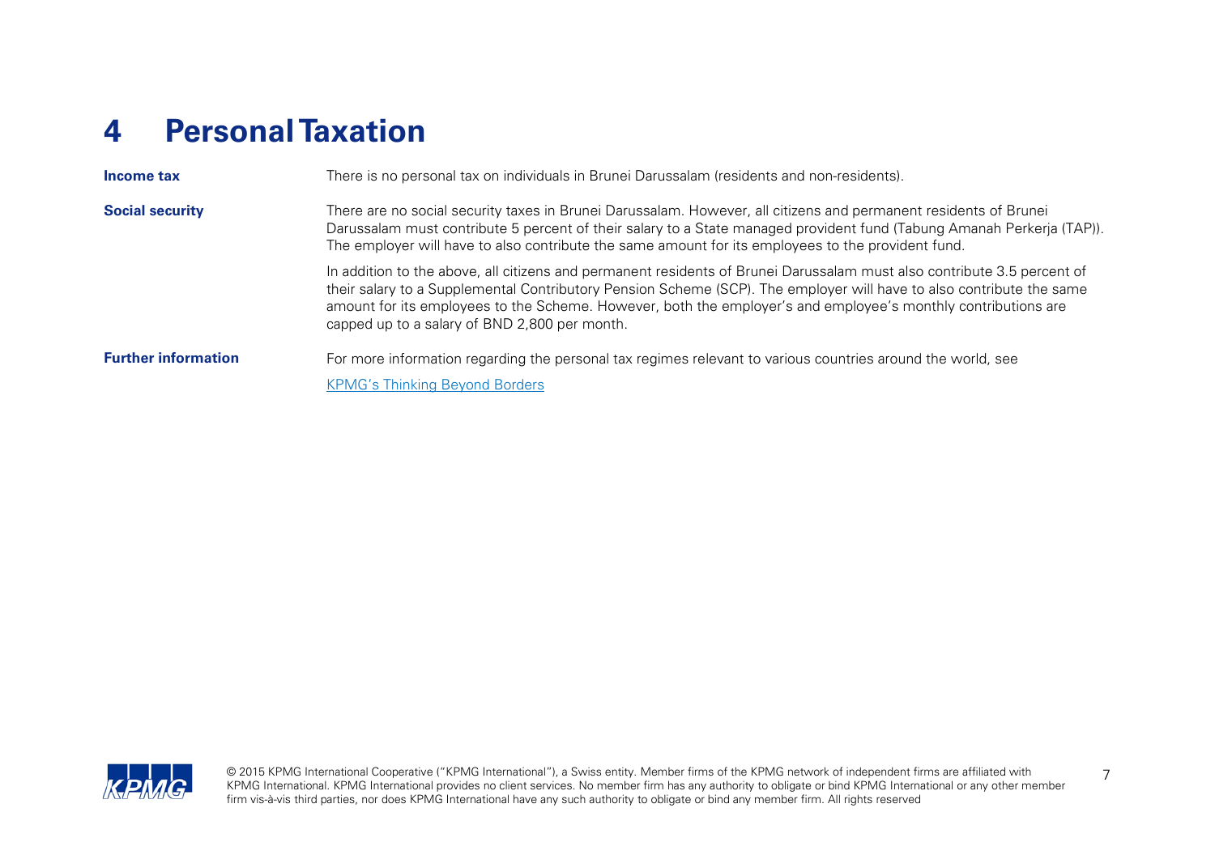# 4 Personal Taxation

**Income tax**

There is no personal tax on individuals in Brunei Darussalam (residents and non-residents).

**Social security**

There are no social security taxes in Brunei Darussalam. However, all citizens and permanent residents of Brunei Darussalam must contribute 5 percent of their salary to a State managed provident fund (Tabung Amanah Perkerja (TAP)). The employer will have to also contribute the same amount for its employees to the provident fund.

In addition to the above, all citizens and permanent residents of Brunei Darussalam must also contribute 3.5 percent of their salary to a Supplemental Contributory Pension Scheme (SCP). The employer will have to also contribute the same amount for its employees to the Scheme. However, both the employer's and employee's monthly contributions are capped up to a salary of BND 2,800 per month.

**Further information**

For more information regarding the personal tax regimes relevant to various countries around the world, see

KPMG's Thinking Beyond Borders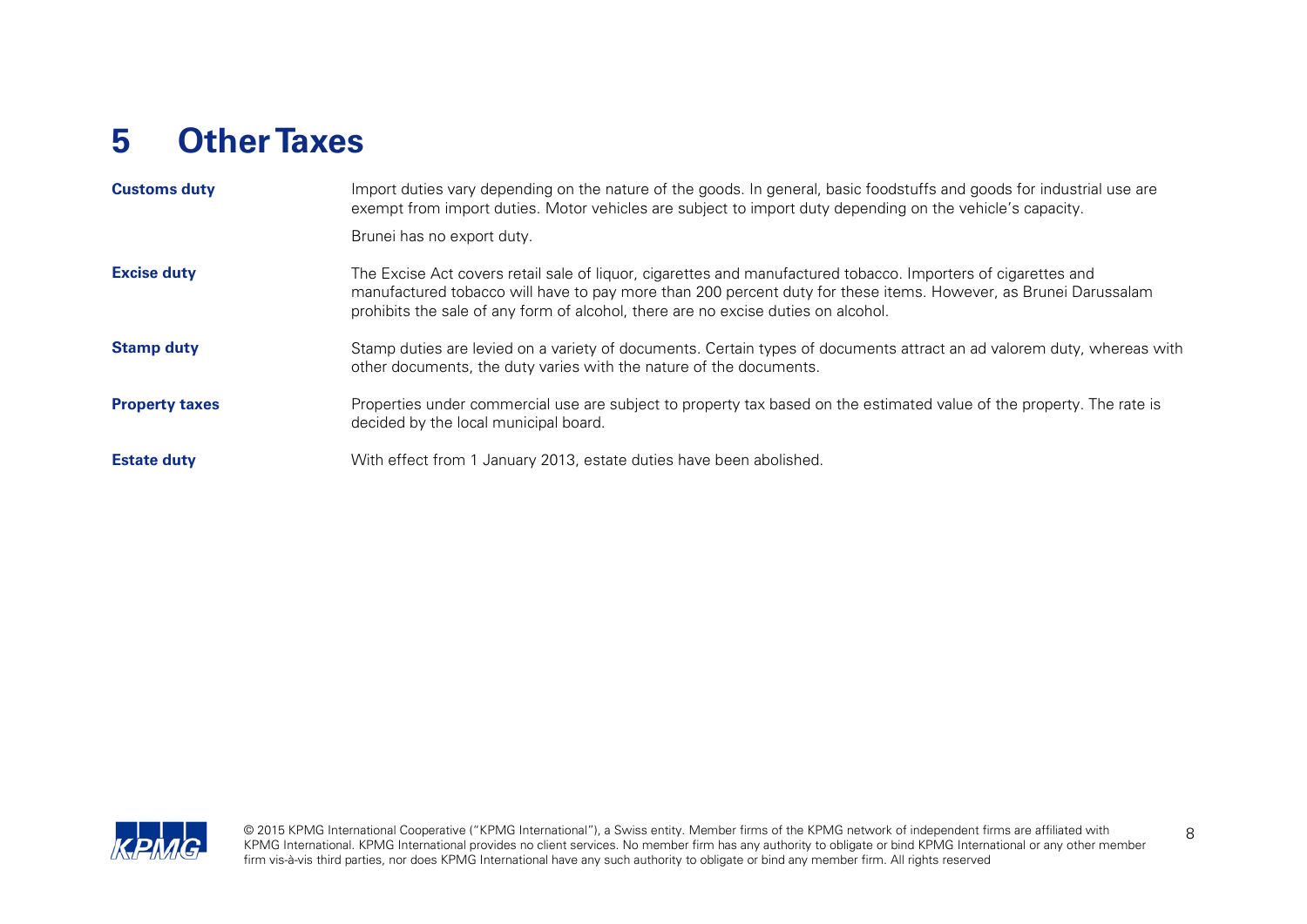# 5 Other Taxes

**Customs duty**

Import duties vary depending on the nature of the goods. In general, basic foodstuffs and goods for industrial use are exempt from import duties. Motor vehicles are subject to import duty depending on the vehicle's capacity.

Brunei has no export duty.

**Excise duty**

The Excise Act covers retail sale of liquor, cigarettes and manufactured tobacco. Importers of cigarettes and manufactured tobacco will have to pay more than 200 percent duty for these items. However, as Brunei Darussalam prohibits the sale of any form of alcohol, there are no excise duties on alcohol.

**Stamp duty**

Stamp duties are levied on a variety of documents. Certain types of documents attract an ad valorem duty, whereas with other documents, the duty varies with the nature of the documents.

**Property taxes**

Properties under commercial use are subject to property tax based on the estimated value of the property. The rate is decided by the local municipal board.

**Estate duty**

With effect from 1 January 2013, estate duties have been abolished.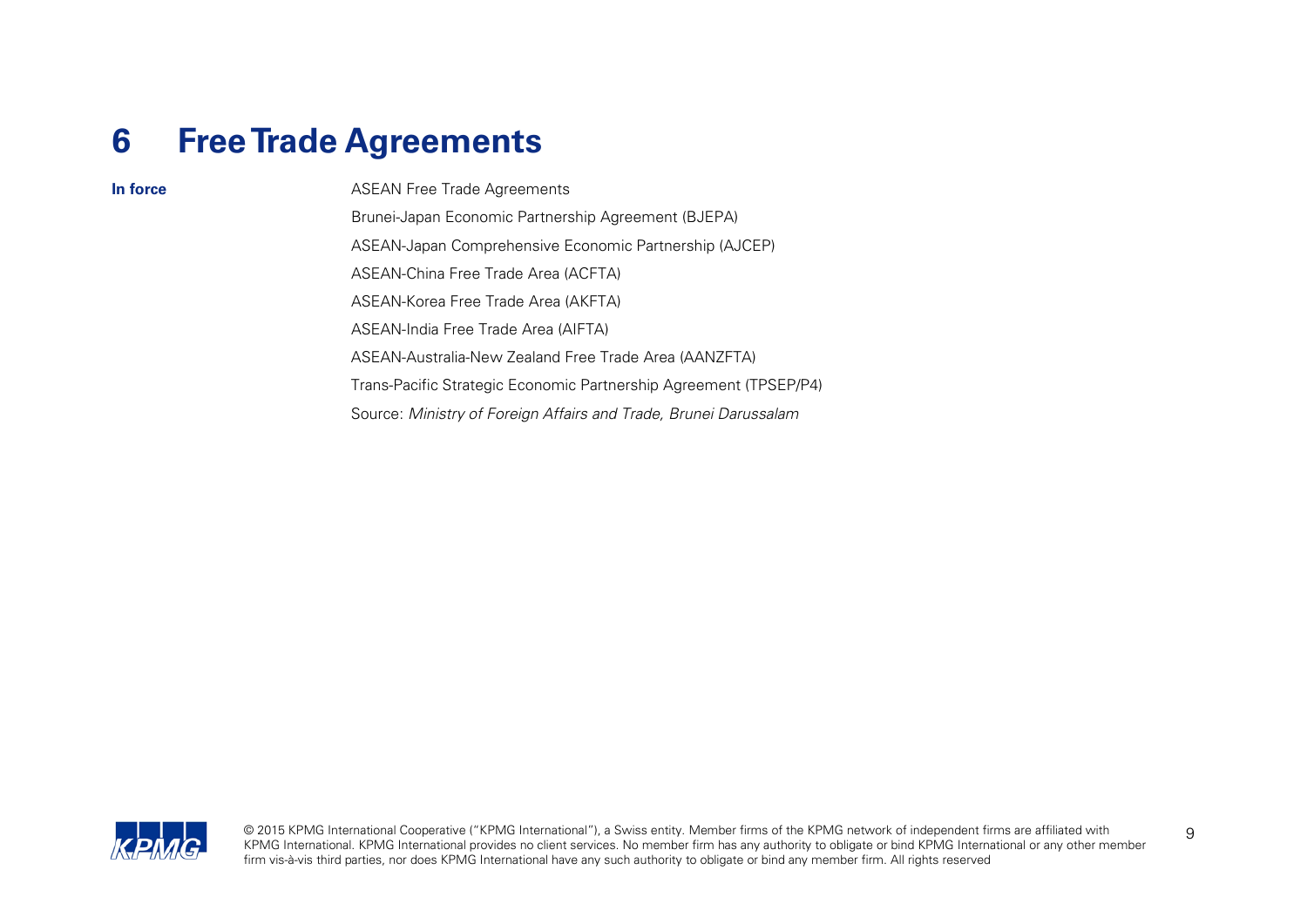# 6 Free Trade Agreements

**In force**

ASEAN Free Trade Agreements

Brunei-Japan Economic Partnership Agreement (BJEPA)

ASEAN-Japan Comprehensive Economic Partnership (AJCEP)

ASEAN-China Free Trade Area (ACFTA)

ASEAN-Korea Free Trade Area (AKFTA)

ASEAN-India Free Trade Area (AIFTA)

ASEAN-Australia-New Zealand Free Trade Area (AANZFTA)

Trans-Pacific Strategic Economic Partnership Agreement (TPSEP/P4)

Source: *Ministry of Foreign Affairs and Trade, Brunei Darussalam*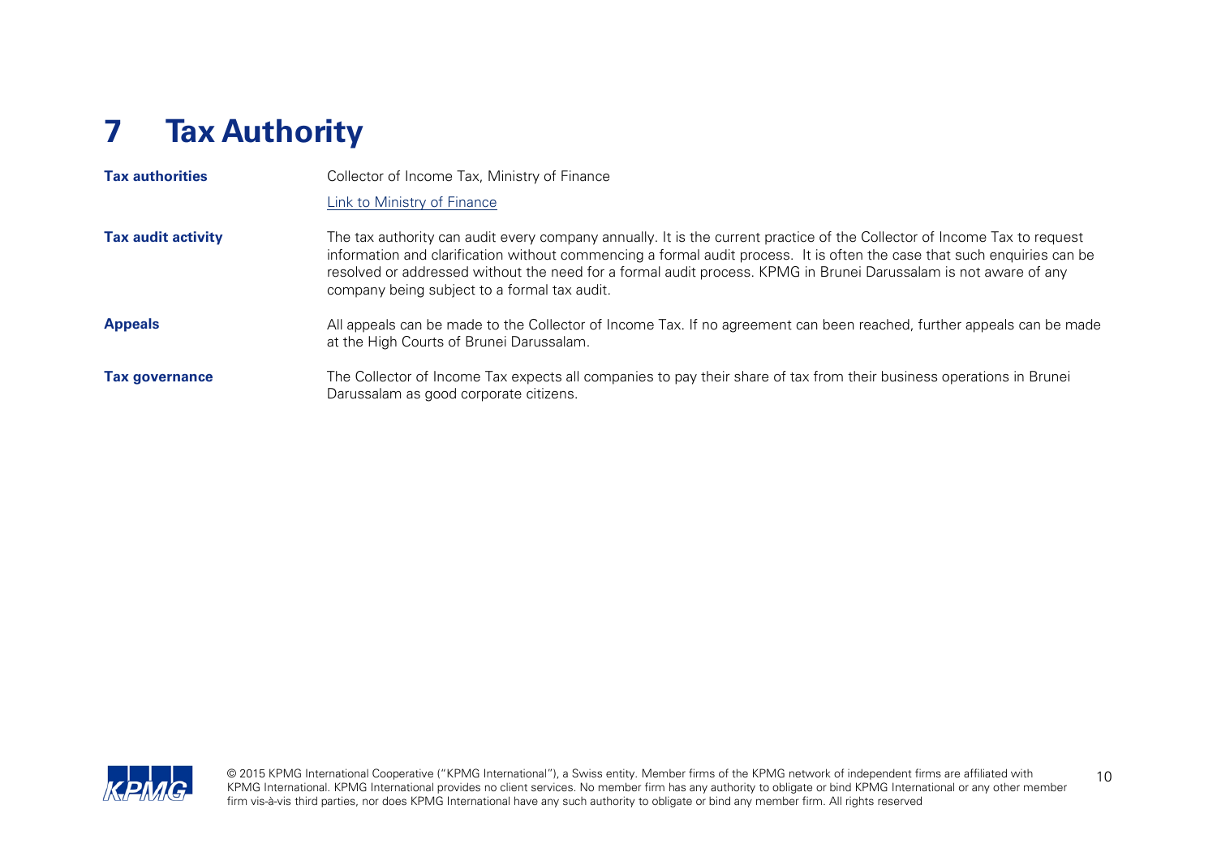# 7 Tax Authority

| | |
|---|---|
| **Tax authorities** | Collector of Income Tax, Ministry of Finance<br>[Link to Ministry of Finance] |
| **Tax audit activity** | The tax authority can audit every company annually. It is the current practice of the Collector of Income Tax to request information and clarification without commencing a formal audit process. It is often the case that such enquiries can be resolved or addressed without the need for a formal audit process. KPMG in Brunei Darussalam is not aware of any company being subject to a formal tax audit. |
| **Appeals** | All appeals can be made to the Collector of Income Tax. If no agreement can been reached, further appeals can be made at the High Courts of Brunei Darussalam. |
| **Tax governance** | The Collector of Income Tax expects all companies to pay their share of tax from their business operations in Brunei Darussalam as good corporate citizens. |

© 2015 KPMG International Cooperative ("KPMG International"), a Swiss entity. Member firms of the KPMG network of independent firms are affiliated with KPMG International. KPMG International provides no client services. No member firm has any authority to obligate or bind KPMG International or any other member firm vis-à-vis third parties, nor does KPMG International have any such authority to obligate or bind any member firm. All rights reserved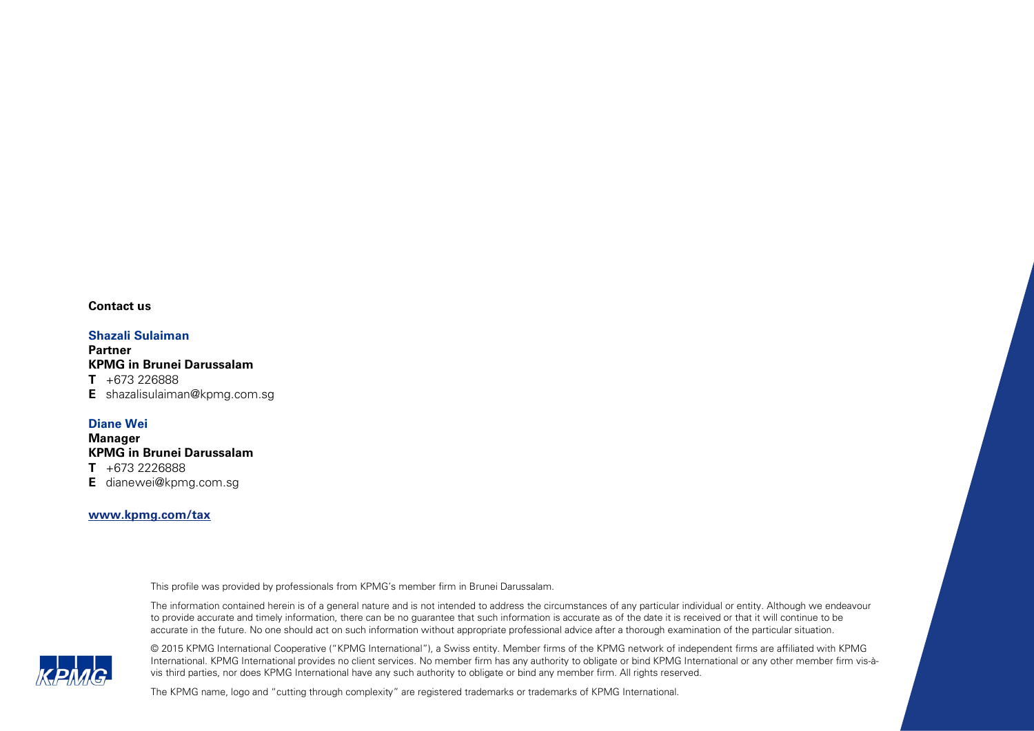**Contact us**

**Shazali Sulaiman**
**Partner**
**KPMG in Brunei Darussalam**
**T** +673 226888
**E** shazalisulaiman@kpmg.com.sg

**Diane Wei**
**Manager**
**KPMG in Brunei Darussalam**
**T** +673 2226888
**E** dianewei@kpmg.com.sg

**www.kpmg.com/tax**

This profile was provided by professionals from KPMG's member firm in Brunei Darussalam.

The information contained herein is of a general nature and is not intended to address the circumstances of any particular individual or entity. Although we endeavour to provide accurate and timely information, there can be no guarantee that such information is accurate as of the date it is received or that it will continue to be accurate in the future. No one should act on such information without appropriate professional advice after a thorough examination of the particular situation.

© 2015 KPMG International Cooperative ("KPMG International"), a Swiss entity. Member firms of the KPMG network of independent firms are affiliated with KPMG International. KPMG International provides no client services. No member firm has any authority to obligate or bind KPMG International or any other member firm vis-à-vis third parties, nor does KPMG International have any such authority to obligate or bind any member firm. All rights reserved.

The KPMG name, logo and "cutting through complexity" are registered trademarks or trademarks of KPMG International.